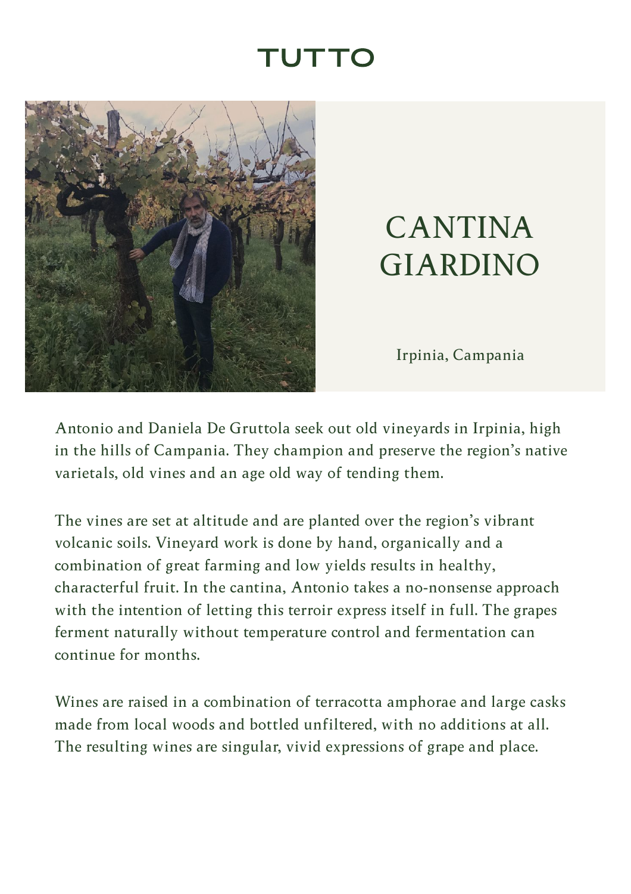TUTTO

# CANTINA GIARDINO

Irpinia, Campania

Antonio and Daniela De Gruttola seek out old vineyards in Irpinia, high in the hills of Campania. They champion and preserve the region's native varietals, old vines and an age old way of tending them.

The vines are set at altitude and are planted over the region's vibrant volcanic soils. Vineyard work is done by hand, organically and a combination of great farming and low yields results in healthy, characterful fruit. In the cantina, Antonio takes a no-nonsense approach with the intention of letting this terroir express itself in full. The grapes ferment naturally without temperature control and fermentation can continue for months.

Wines are raised in a combination of terracotta amphorae and large casks made from local woods and bottled unfiltered, with no additions at all. The resulting wines are singular, vivid expressions of grape and place.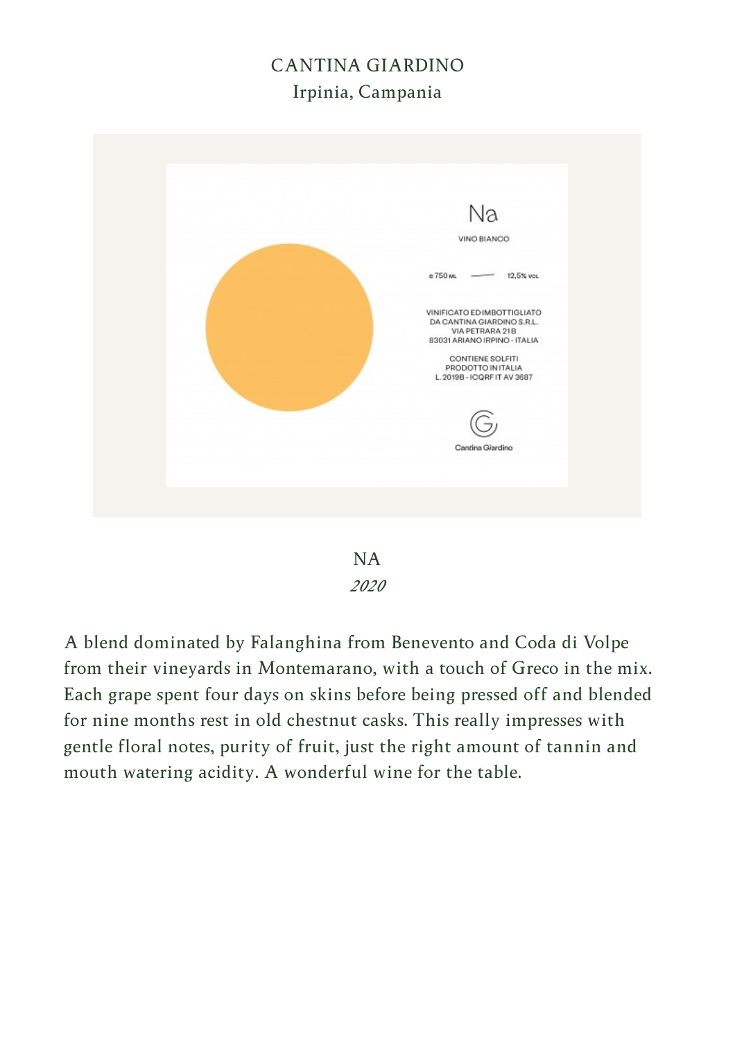CANTINA GIARDINO
Irpinia, Campania

Na

VINO BIANCO

e 750 ML — 12,5% VOL

VINIFICATO ED IMBOTTIGLIATO
DA CANTINA GIARDINO S.R.L.
VIA PETRARA 21B
83031 ARIANO IRPINO - ITALIA

CONTIENE SOLFITI
PRODOTTO IN ITALIA
L. 2019B - ICQRF IT AV 3687

Cantina Giardino

NA

*2020*

A blend dominated by Falanghina from Benevento and Coda di Volpe from their vineyards in Montemarano, with a touch of Greco in the mix. Each grape spent four days on skins before being pressed off and blended for nine months rest in old chestnut casks. This really impresses with gentle floral notes, purity of fruit, just the right amount of tannin and mouth watering acidity. A wonderful wine for the table.